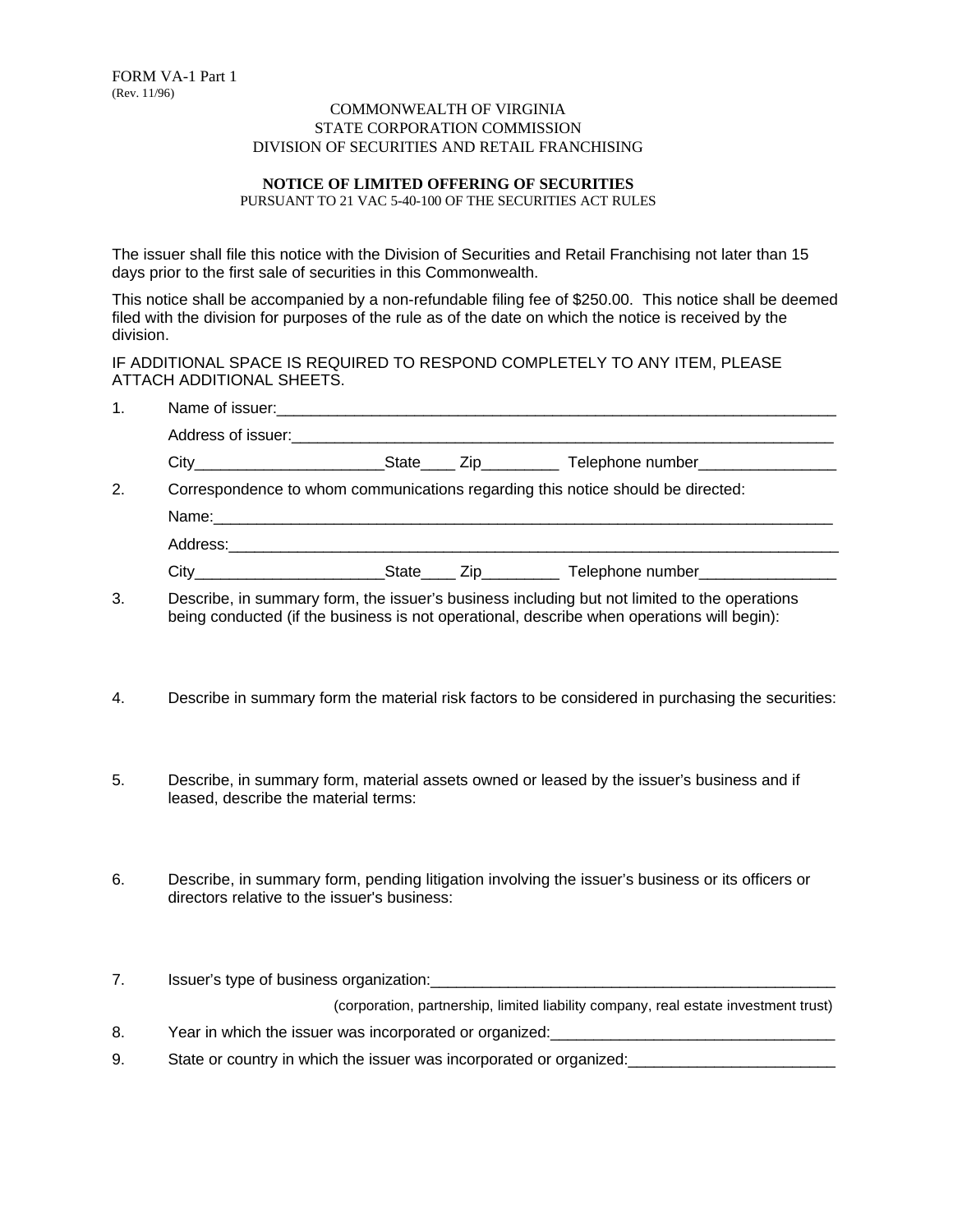FORM VA-1 Part 1
(Rev. 11/96)

COMMONWEALTH OF VIRGINIA
STATE CORPORATION COMMISSION
DIVISION OF SECURITIES AND RETAIL FRANCHISING

**NOTICE OF LIMITED OFFERING OF SECURITIES**
PURSUANT TO 21 VAC 5-40-100 OF THE SECURITIES ACT RULES

The issuer shall file this notice with the Division of Securities and Retail Franchising not later than 15 days prior to the first sale of securities in this Commonwealth.

This notice shall be accompanied by a non-refundable filing fee of $250.00. This notice shall be deemed filed with the division for purposes of the rule as of the date on which the notice is received by the division.

IF ADDITIONAL SPACE IS REQUIRED TO RESPOND COMPLETELY TO ANY ITEM, PLEASE ATTACH ADDITIONAL SHEETS.

1. Name of issuer:____________________________________________________________________

   Address of issuer:__________________________________________________________________

   City_____________________State____ Zip_________ Telephone number________________

2. Correspondence to whom communications regarding this notice should be directed:

   Name:____________________________________________________________________________

   Address:_________________________________________________________________________

   City_____________________State____ Zip_________ Telephone number________________

3. Describe, in summary form, the issuer's business including but not limited to the operations being conducted (if the business is not operational, describe when operations will begin):

4. Describe in summary form the material risk factors to be considered in purchasing the securities:

5. Describe, in summary form, material assets owned or leased by the issuer's business and if leased, describe the material terms:

6. Describe, in summary form, pending litigation involving the issuer's business or its officers or directors relative to the issuer's business:

7. Issuer's type of business organization:_________________________________________________

   (corporation, partnership, limited liability company, real estate investment trust)

8. Year in which the issuer was incorporated or organized:_________________________________

9. State or country in which the issuer was incorporated or organized:________________________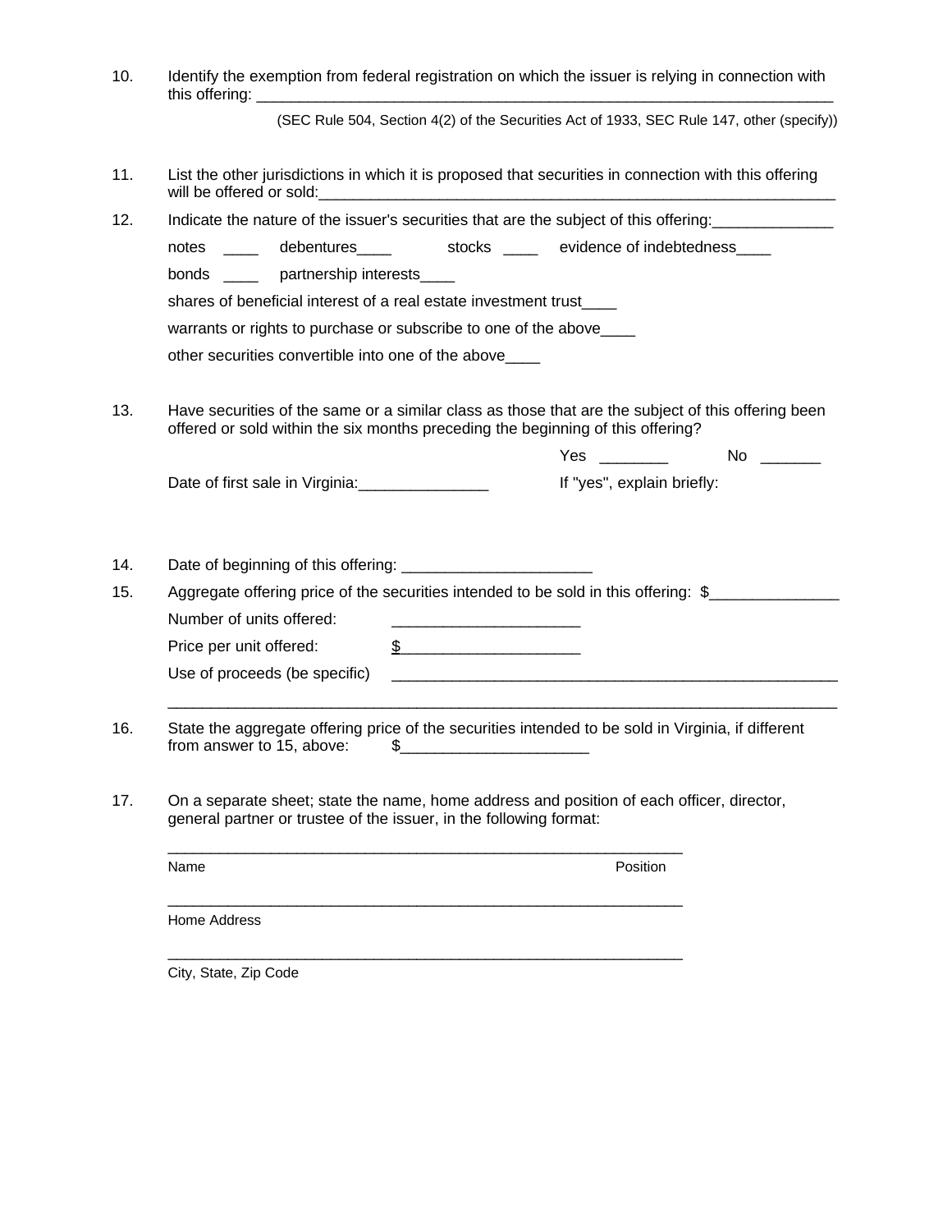10. Identify the exemption from federal registration on which the issuer is relying in connection with this offering: ____________________________________________________________________

    (SEC Rule 504, Section 4(2) of the Securities Act of 1933, SEC Rule 147, other (specify))

11. List the other jurisdictions in which it is proposed that securities in connection with this offering will be offered or sold:_______________________________________________________________

12. Indicate the nature of the issuer's securities that are the subject of this offering:_____________

    notes ____ debentures____ stocks ____ evidence of indebtedness____

    bonds ____ partnership interests____

    shares of beneficial interest of a real estate investment trust____

    warrants or rights to purchase or subscribe to one of the above____

    other securities convertible into one of the above____

13. Have securities of the same or a similar class as those that are the subject of this offering been offered or sold within the six months preceding the beginning of this offering?

    Yes ________ No _______

    Date of first sale in Virginia:_______________ If "yes", explain briefly:

14. Date of beginning of this offering: _____________________

15. Aggregate offering price of the securities intended to be sold in this offering: $______________

    Number of units offered: _____________________

    Price per unit offered: $_____________________

    Use of proceeds (be specific) _____________________________________________________

    ____________________________________________________________________________

16. State the aggregate offering price of the securities intended to be sold in Virginia, if different from answer to 15, above: $_____________________

17. On a separate sheet; state the name, home address and position of each officer, director, general partner or trustee of the issuer, in the following format:

    ______________________________________________________________
    Name Position

    ______________________________________________________________
    Home Address

    ______________________________________________________________
    City, State, Zip Code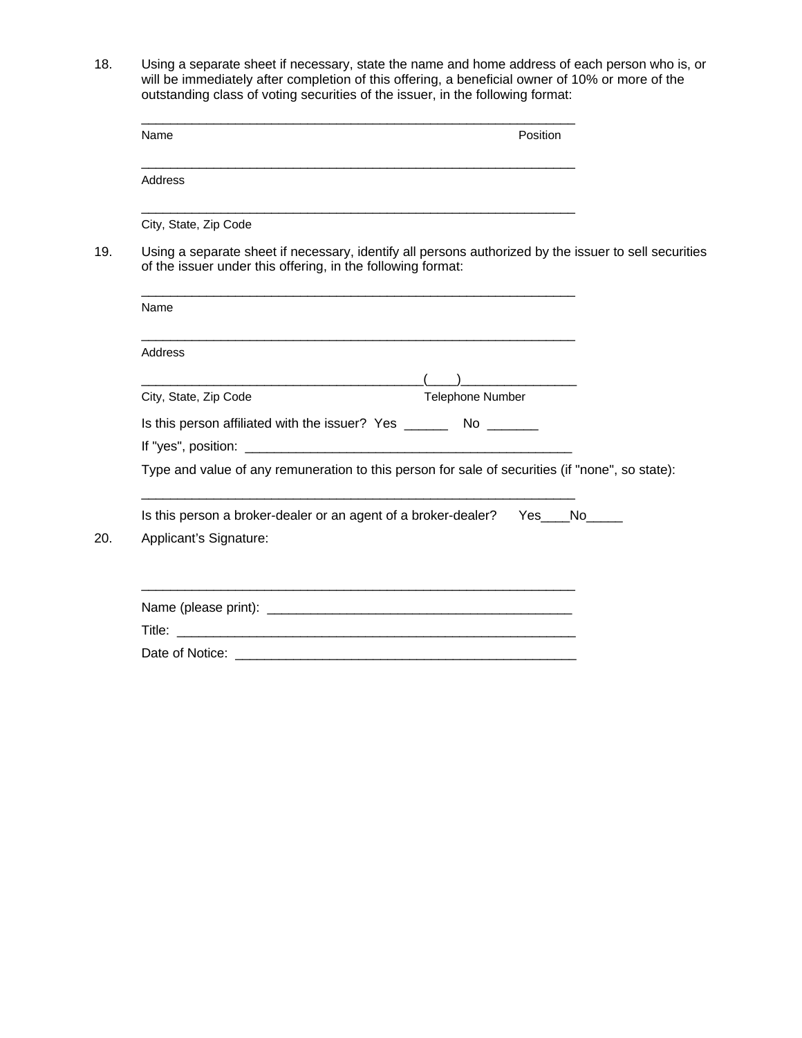18. Using a separate sheet if necessary, state the name and home address of each person who is, or will be immediately after completion of this offering, a beneficial owner of 10% or more of the outstanding class of voting securities of the issuer, in the following format:

    ______________________________________________________________
    Name                                                                                                    Position

    ______________________________________________________________
    Address

    ______________________________________________________________
    City, State, Zip Code

19. Using a separate sheet if necessary, identify all persons authorized by the issuer to sell securities of the issuer under this offering, in the following format:

    ______________________________________________________________
    Name

    ______________________________________________________________
    Address

    _______________________________________(____)________________
    City, State, Zip Code                                                Telephone Number

    Is this person affiliated with the issuer? Yes ______ No _______

    If "yes", position: _____________________________________________

    Type and value of any remuneration to this person for sale of securities (if "none", so state):

    ______________________________________________________________

    Is this person a broker-dealer or an agent of a broker-dealer? Yes____No_____

20. Applicant's Signature:

    ______________________________________________________________

    Name (please print): ________________________________________

    Title: _______________________________________________________

    Date of Notice: _______________________________________________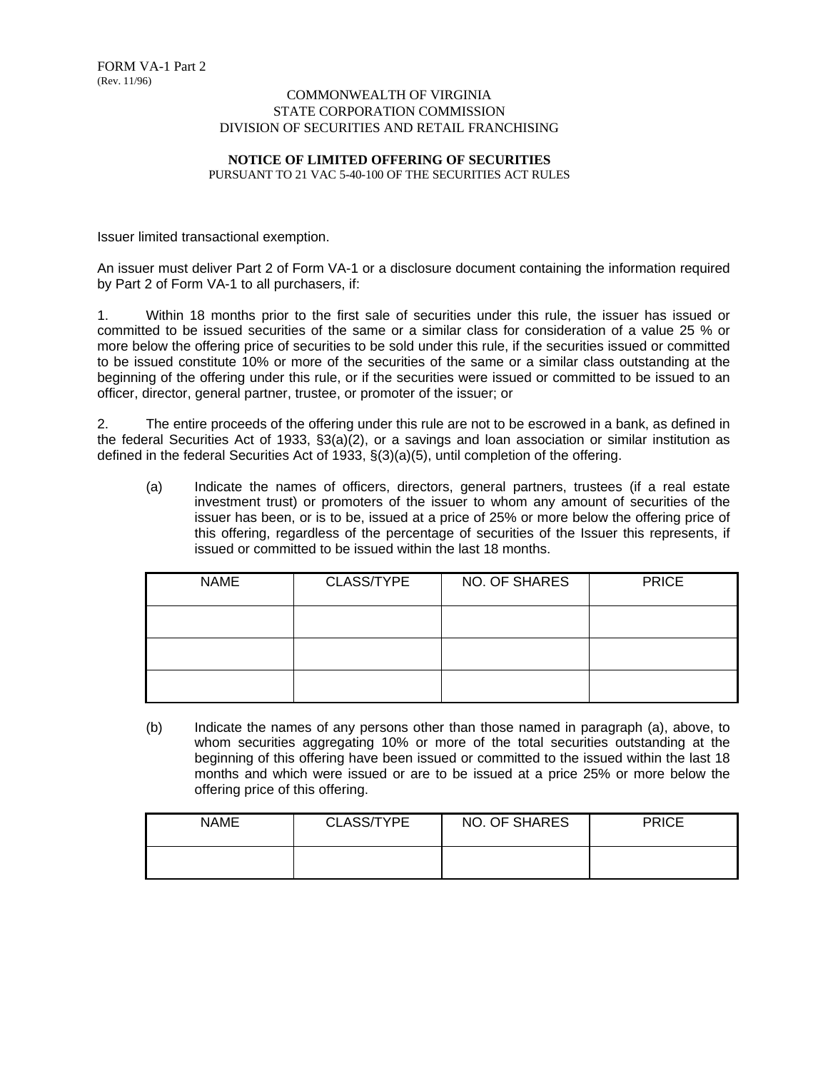FORM VA-1 Part 2
(Rev. 11/96)

COMMONWEALTH OF VIRGINIA
STATE CORPORATION COMMISSION
DIVISION OF SECURITIES AND RETAIL FRANCHISING

**NOTICE OF LIMITED OFFERING OF SECURITIES**
PURSUANT TO 21 VAC 5-40-100 OF THE SECURITIES ACT RULES

Issuer limited transactional exemption.

An issuer must deliver Part 2 of Form VA-1 or a disclosure document containing the information required by Part 2 of Form VA-1 to all purchasers, if:

1. Within 18 months prior to the first sale of securities under this rule, the issuer has issued or committed to be issued securities of the same or a similar class for consideration of a value 25 % or more below the offering price of securities to be sold under this rule, if the securities issued or committed to be issued constitute 10% or more of the securities of the same or a similar class outstanding at the beginning of the offering under this rule, or if the securities were issued or committed to be issued to an officer, director, general partner, trustee, or promoter of the issuer; or

2. The entire proceeds of the offering under this rule are not to be escrowed in a bank, as defined in the federal Securities Act of 1933, §3(a)(2), or a savings and loan association or similar institution as defined in the federal Securities Act of 1933, §(3)(a)(5), until completion of the offering.

(a) Indicate the names of officers, directors, general partners, trustees (if a real estate investment trust) or promoters of the issuer to whom any amount of securities of the issuer has been, or is to be, issued at a price of 25% or more below the offering price of this offering, regardless of the percentage of securities of the Issuer this represents, if issued or committed to be issued within the last 18 months.

| NAME | CLASS/TYPE | NO. OF SHARES | PRICE |
|---|---|---|---|
| | | | |
| | | | |
| | | | |

(b) Indicate the names of any persons other than those named in paragraph (a), above, to whom securities aggregating 10% or more of the total securities outstanding at the beginning of this offering have been issued or committed to the issued within the last 18 months and which were issued or are to be issued at a price 25% or more below the offering price of this offering.

| NAME | CLASS/TYPE | NO. OF SHARES | PRICE |
|---|---|---|---|
| | | | |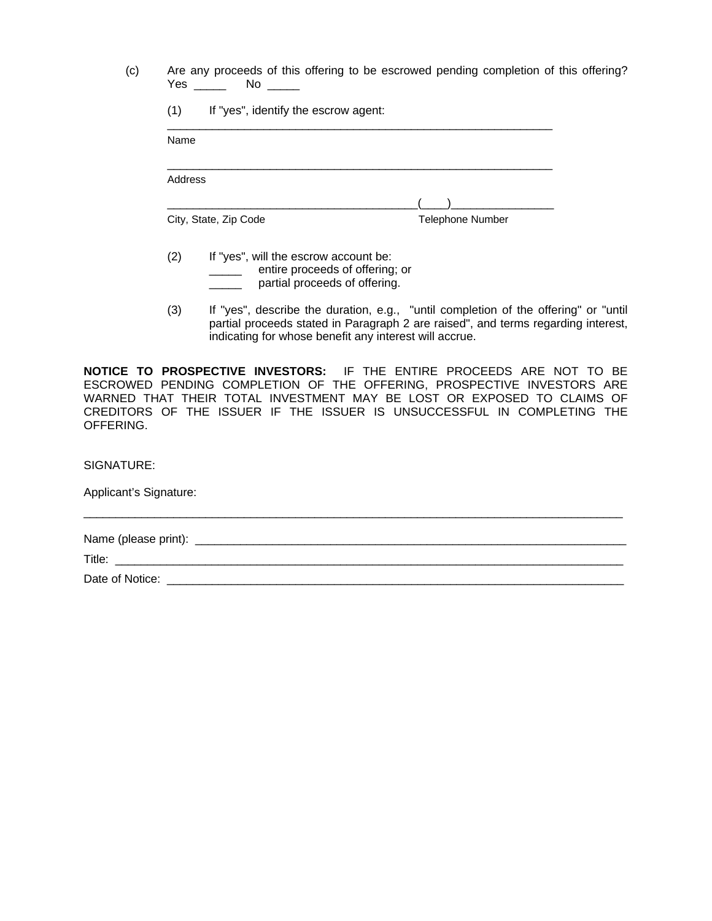(c) Are any proceeds of this offering to be escrowed pending completion of this offering? Yes _____ No _____

(1) If "yes", identify the escrow agent:

_______________________________________________________________
Name

_______________________________________________________________
Address

________________________________________(____)________________
City, State, Zip Code Telephone Number

(2) If "yes", will the escrow account be:
_____ entire proceeds of offering; or
_____ partial proceeds of offering.

(3) If "yes", describe the duration, e.g., "until completion of the offering" or "until partial proceeds stated in Paragraph 2 are raised", and terms regarding interest, indicating for whose benefit any interest will accrue.

**NOTICE TO PROSPECTIVE INVESTORS:** IF THE ENTIRE PROCEEDS ARE NOT TO BE ESCROWED PENDING COMPLETION OF THE OFFERING, PROSPECTIVE INVESTORS ARE WARNED THAT THEIR TOTAL INVESTMENT MAY BE LOST OR EXPOSED TO CLAIMS OF CREDITORS OF THE ISSUER IF THE ISSUER IS UNSUCCESSFUL IN COMPLETING THE OFFERING.

SIGNATURE:

Applicant's Signature:

_______________________________________________________________________________________

Name (please print): _______________________________________________________________________

Title: ____________________________________________________________________________________

Date of Notice: ____________________________________________________________________________